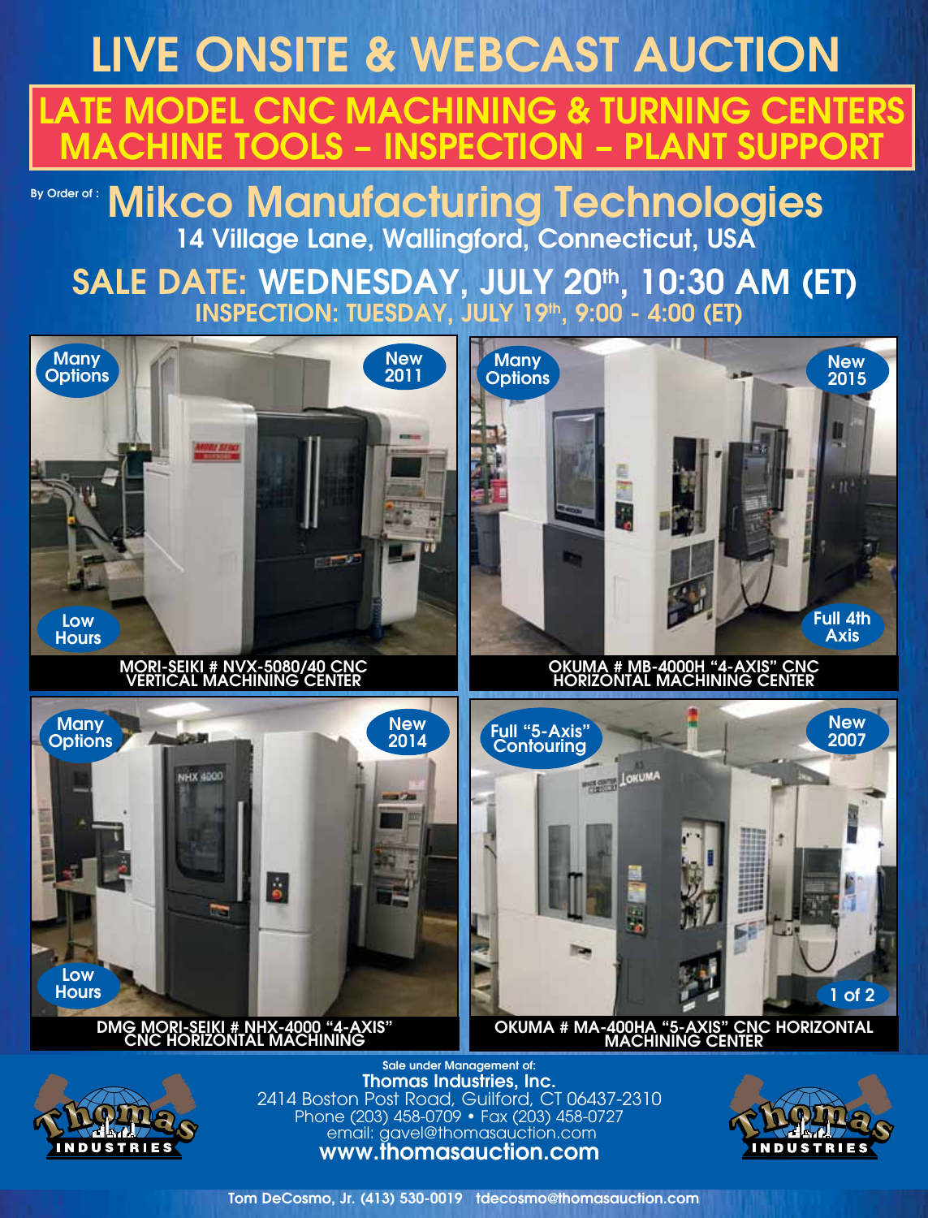# LIVE ONSITE & WEBCAST AUCTION

## LATE MODEL CNC MACHINING & TURNING CENTERS MACHINE TOOLS – INSPECTION – PLANT SUPPORT

By Order of :

## Mikco Manufacturing Technologies

**14 Village Lane, Wallingford, Connecticut, USA**

## SALE DATE: WEDNESDAY, JULY 20th, 10:30 AM (ET)

### INSPECTION: TUESDAY, JULY 19th, 9:00 - 4:00 (ET)

Many Options · New 2011 · Low Hours

**MORI-SEIKI # NVX-5080/40 CNC VERTICAL MACHINING CENTER**

Many Options · New 2015 · Full 4th Axis

**OKUMA # MB-4000H "4-AXIS" CNC HORIZONTAL MACHINING CENTER**

Many Options · New 2014 · Low Hours

**DMG MORI-SEIKI # NHX-4000 "4-AXIS" CNC HORIZONTAL MACHINING**

Full "5-Axis" Contouring · New 2007 · 1 of 2

**OKUMA # MA-400HA "5-AXIS" CNC HORIZONTAL MACHINING CENTER**

Sale under Management of:

**Thomas Industries, Inc.**
2414 Boston Post Road, Guilford, CT 06437-2310
Phone (203) 458-0709 • Fax (203) 458-0727
email: gavel@thomasauction.com
**www.thomasauction.com**

Tom DeCosmo, Jr. (413) 530-0019 tdecosmo@thomasauction.com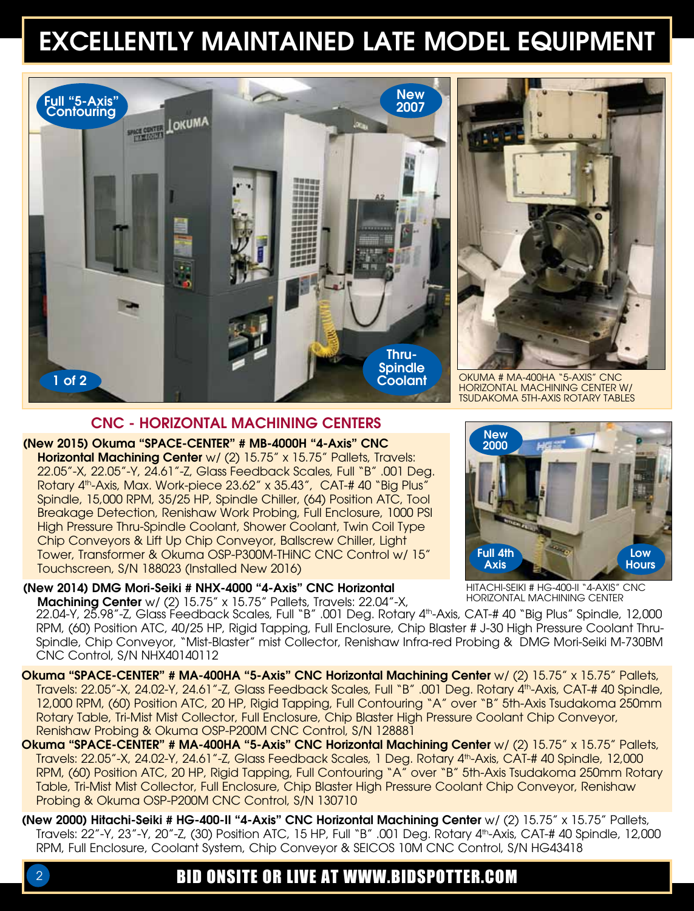# EXCELLENTLY MAINTAINED LATE MODEL EQUIPMENT

Full "5-Axis" Contouring

New 2007

1 of 2

Thru-Spindle Coolant

OKUMA # MA-400HA "5-AXIS" CNC HORIZONTAL MACHINING CENTER W/ TSUDAKOMA 5TH-AXIS ROTARY TABLES

## CNC - HORIZONTAL MACHINING CENTERS

**(New 2015) Okuma "SPACE-CENTER" # MB-4000H "4-Axis" CNC Horizontal Machining Center** w/ (2) 15.75" x 15.75" Pallets, Travels: 22.05"-X, 22.05"-Y, 24.61"-Z, Glass Feedback Scales, Full "B" .001 Deg. Rotary 4th-Axis, Max. Work-piece 23.62" x 35.43", CAT-# 40 "Big Plus" Spindle, 15,000 RPM, 35/25 HP, Spindle Chiller, (64) Position ATC, Tool Breakage Detection, Renishaw Work Probing, Full Enclosure, 1000 PSI High Pressure Thru-Spindle Coolant, Shower Coolant, Twin Coil Type Chip Conveyors & Lift Up Chip Conveyor, Ballscrew Chiller, Light Tower, Transformer & Okuma OSP-P300M-THiNC CNC Control w/ 15" Touchscreen, S/N 188023 (Installed New 2016)

New 2000

Full 4th Axis

Low Hours

HITACHI-SEIKI # HG-400-II "4-AXIS" CNC HORIZONTAL MACHINING CENTER

**(New 2014) DMG Mori-Seiki # NHX-4000 "4-Axis" CNC Horizontal Machining Center** w/ (2) 15.75" x 15.75" Pallets, Travels: 22.04"-X, 22.04-Y, 25.98"-Z, Glass Feedback Scales, Full "B" .001 Deg. Rotary 4th-Axis, CAT-# 40 "Big Plus" Spindle, 12,000 RPM, (60) Position ATC, 40/25 HP, Rigid Tapping, Full Enclosure, Chip Blaster # J-30 High Pressure Coolant Thru-Spindle, Chip Conveyor, "Mist-Blaster" mist Collector, Renishaw Infra-red Probing & DMG Mori-Seiki M-730BM CNC Control, S/N NHX40140112

**Okuma "SPACE-CENTER" # MA-400HA "5-Axis" CNC Horizontal Machining Center** w/ (2) 15.75" x 15.75" Pallets, Travels: 22.05"-X, 24.02-Y, 24.61"-Z, Glass Feedback Scales, Full "B" .001 Deg. Rotary 4th-Axis, CAT-# 40 Spindle, 12,000 RPM, (60) Position ATC, 20 HP, Rigid Tapping, Full Contouring "A" over "B" 5th-Axis Tsudakoma 250mm Rotary Table, Tri-Mist Mist Collector, Full Enclosure, Chip Blaster High Pressure Coolant Chip Conveyor, Renishaw Probing & Okuma OSP-P200M CNC Control, S/N 128881

**Okuma "SPACE-CENTER" # MA-400HA "5-Axis" CNC Horizontal Machining Center** w/ (2) 15.75" x 15.75" Pallets, Travels: 22.05"-X, 24.02-Y, 24.61"-Z, Glass Feedback Scales, 1 Deg. Rotary 4th-Axis, CAT-# 40 Spindle, 12,000 RPM, (60) Position ATC, 20 HP, Rigid Tapping, Full Contouring "A" over "B" 5th-Axis Tsudakoma 250mm Rotary Table, Tri-Mist Mist Collector, Full Enclosure, Chip Blaster High Pressure Coolant Chip Conveyor, Renishaw Probing & Okuma OSP-P200M CNC Control, S/N 130710

**(New 2000) Hitachi-Seiki # HG-400-II "4-Axis" CNC Horizontal Machining Center** w/ (2) 15.75" x 15.75" Pallets, Travels: 22"-Y, 23"-Y, 20"-Z, (30) Position ATC, 15 HP, Full "B" .001 Deg. Rotary 4th-Axis, CAT-# 40 Spindle, 12,000 RPM, Full Enclosure, Coolant System, Chip Conveyor & SEICOS 10M CNC Control, S/N HG43418

BID ONSITE OR LIVE AT WWW.BIDSPOTTER.COM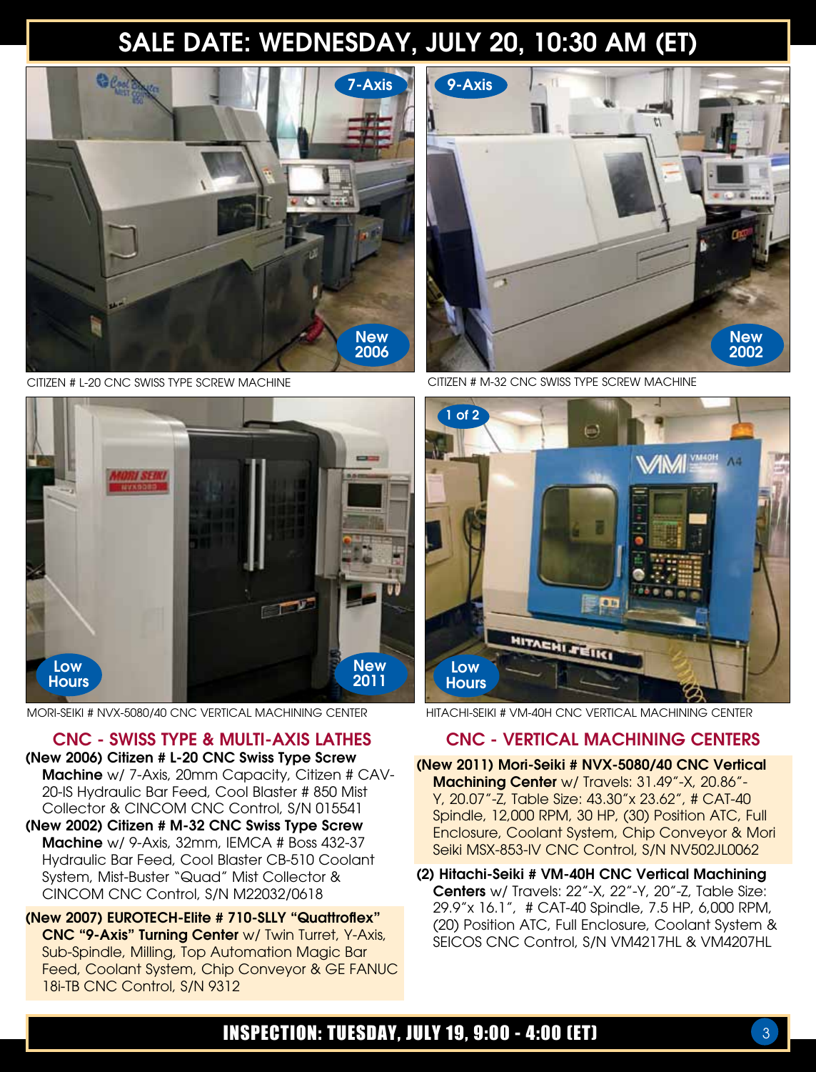# SALE DATE: WEDNESDAY, JULY 20, 10:30 AM (ET)

7-Axis
New 2006

CITIZEN # L-20 CNC SWISS TYPE SCREW MACHINE

9-Axis
New 2002

CITIZEN # M-32 CNC SWISS TYPE SCREW MACHINE

Low Hours
New 2011

MORI-SEIKI # NVX-5080/40 CNC VERTICAL MACHINING CENTER

1 of 2
Low Hours

HITACHI-SEIKI # VM-40H CNC VERTICAL MACHINING CENTER

## CNC - SWISS TYPE & MULTI-AXIS LATHES

**(New 2006) Citizen # L-20 CNC Swiss Type Screw Machine** w/ 7-Axis, 20mm Capacity, Citizen # CAV-20-IS Hydraulic Bar Feed, Cool Blaster # 850 Mist Collector & CINCOM CNC Control, S/N 015541

**(New 2002) Citizen # M-32 CNC Swiss Type Screw Machine** w/ 9-Axis, 32mm, IEMCA # Boss 432-37 Hydraulic Bar Feed, Cool Blaster CB-510 Coolant System, Mist-Buster "Quad" Mist Collector & CINCOM CNC Control, S/N M22032/0618

**(New 2007) EUROTECH-Elite # 710-SLLY "Quattroflex" CNC "9-Axis" Turning Center** w/ Twin Turret, Y-Axis, Sub-Spindle, Milling, Top Automation Magic Bar Feed, Coolant System, Chip Conveyor & GE FANUC 18i-TB CNC Control, S/N 9312

## CNC - VERTICAL MACHINING CENTERS

**(New 2011) Mori-Seiki # NVX-5080/40 CNC Vertical Machining Center** w/ Travels: 31.49"-X, 20.86"-Y, 20.07"-Z, Table Size: 43.30"x 23.62", # CAT-40 Spindle, 12,000 RPM, 30 HP, (30) Position ATC, Full Enclosure, Coolant System, Chip Conveyor & Mori Seiki MSX-853-IV CNC Control, S/N NV502JL0062

**(2) Hitachi-Seiki # VM-40H CNC Vertical Machining Centers** w/ Travels: 22"-X, 22"-Y, 20"-Z, Table Size: 29.9"x 16.1", # CAT-40 Spindle, 7.5 HP, 6,000 RPM, (20) Position ATC, Full Enclosure, Coolant System & SEICOS CNC Control, S/N VM4217HL & VM4207HL

INSPECTION: TUESDAY, JULY 19, 9:00 - 4:00 (ET)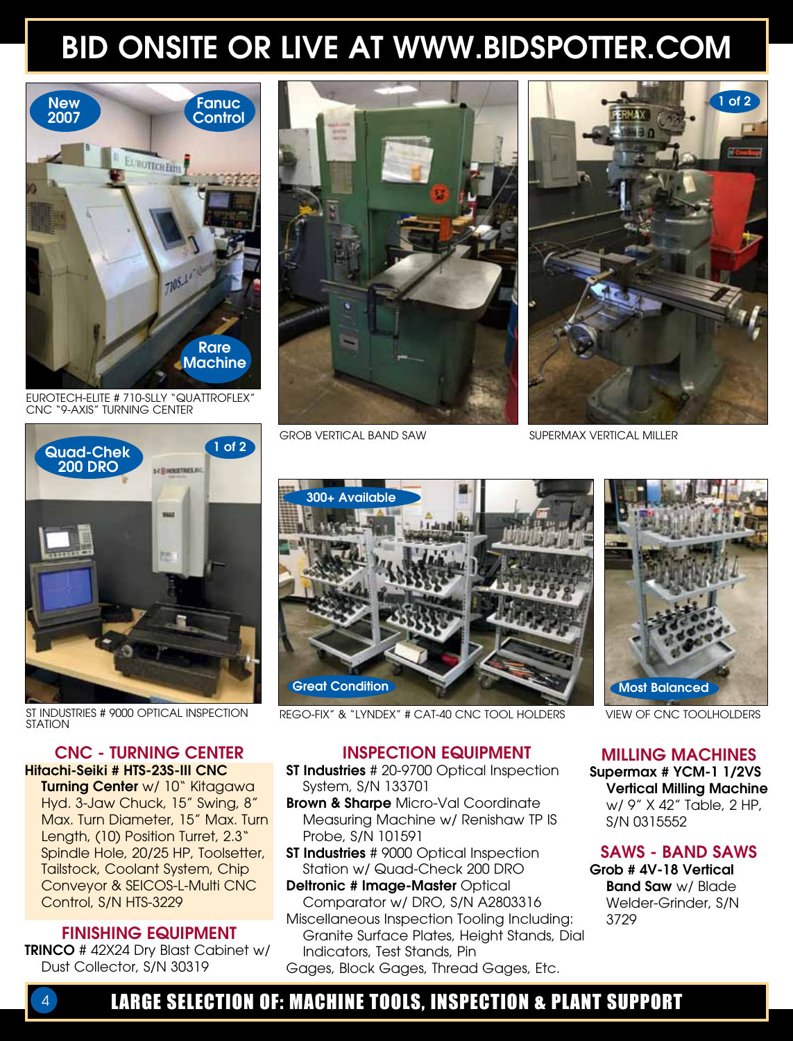# BID ONSITE OR LIVE AT WWW.BIDSPOTTER.COM

New 2007 | Fanuc Control | Rare Machine

EUROTECH-ELITE # 710-SLLY "QUATTROFLEX" CNC "9-AXIS" TURNING CENTER

GROB VERTICAL BAND SAW

1 of 2

SUPERMAX VERTICAL MILLER

Quad-Chek 200 DRO | 1 of 2

ST INDUSTRIES # 9000 OPTICAL INSPECTION STATION

300+ Available | Great Condition

REGO-FIX" & "LYNDEX" # CAT-40 CNC TOOL HOLDERS

Most Balanced

VIEW OF CNC TOOLHOLDERS

## CNC - TURNING CENTER

**Hitachi-Seiki # HTS-23S-III CNC Turning Center** w/ 10" Kitagawa Hyd. 3-Jaw Chuck, 15" Swing, 8" Max. Turn Diameter, 15" Max. Turn Length, (10) Position Turret, 2.3" Spindle Hole, 20/25 HP, Toolsetter, Tailstock, Coolant System, Chip Conveyor & SEICOS-L-Multi CNC Control, S/N HTS-3229

## FINISHING EQUIPMENT

**TRINCO** # 42X24 Dry Blast Cabinet w/ Dust Collector, S/N 30319

## INSPECTION EQUIPMENT

**ST Industries** # 20-9700 Optical Inspection System, S/N 133701

**Brown & Sharpe** Micro-Val Coordinate Measuring Machine w/ Renishaw TP IS Probe, S/N 101591

**ST Industries** # 9000 Optical Inspection Station w/ Quad-Check 200 DRO

**Deltronic # Image-Master** Optical Comparator w/ DRO, S/N A2803316

Miscellaneous Inspection Tooling Including: Granite Surface Plates, Height Stands, Dial Indicators, Test Stands, Pin Gages, Block Gages, Thread Gages, Etc.

## MILLING MACHINES

**Supermax # YCM-1 1/2VS Vertical Milling Machine** w/ 9" X 42" Table, 2 HP, S/N 0315552

## SAWS - BAND SAWS

**Grob # 4V-18 Vertical Band Saw** w/ Blade Welder-Grinder, S/N 3729

**LARGE SELECTION OF: MACHINE TOOLS, INSPECTION & PLANT SUPPORT**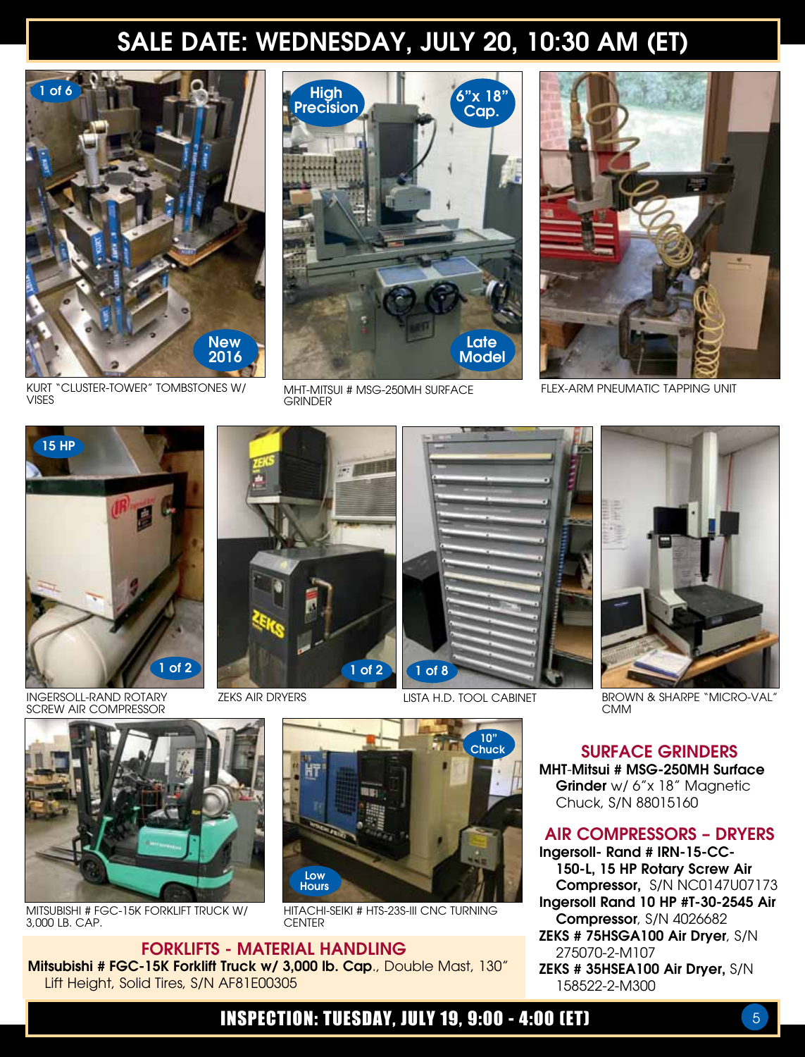# SALE DATE: WEDNESDAY, JULY 20, 10:30 AM (ET)

KURT "CLUSTER-TOWER" TOMBSTONES W/ VISES

MHT-MITSUI # MSG-250MH SURFACE GRINDER

FLEX-ARM PNEUMATIC TAPPING UNIT

INGERSOLL-RAND ROTARY SCREW AIR COMPRESSOR

ZEKS AIR DRYERS

LISTA H.D. TOOL CABINET

BROWN & SHARPE "MICRO-VAL" CMM

MITSUBISHI # FGC-15K FORKLIFT TRUCK W/ 3,000 LB. CAP.

HITACHI-SEIKI # HTS-23S-III CNC TURNING CENTER

## FORKLIFTS - MATERIAL HANDLING

**Mitsubishi # FGC-15K Forklift Truck w/ 3,000 lb. Cap**., Double Mast, 130" Lift Height, Solid Tires, S/N AF81E00305

## SURFACE GRINDERS

**MHT-Mitsui # MSG-250MH Surface Grinder** w/ 6"x 18" Magnetic Chuck, S/N 88015160

## AIR COMPRESSORS – DRYERS

**Ingersoll- Rand # IRN-15-CC-150-L, 15 HP Rotary Screw Air Compressor,** S/N NC0147U07173

**Ingersoll Rand 10 HP #T-30-2545 Air Compressor**, S/N 4026682

**ZEKS # 75HSGA100 Air Dryer**, S/N 275070-2-M107

**ZEKS # 35HSEA100 Air Dryer,** S/N 158522-2-M300

# INSPECTION: TUESDAY, JULY 19, 9:00 - 4:00 (ET)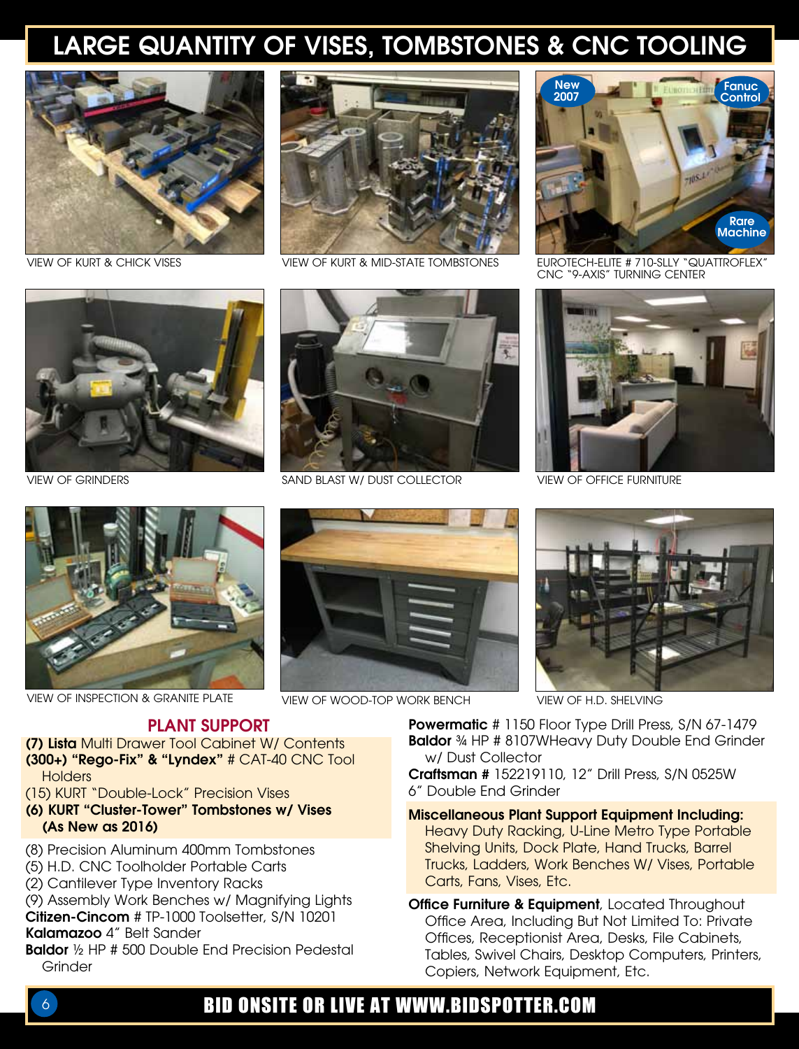# LARGE QUANTITY OF VISES, TOMBSTONES & CNC TOOLING

VIEW OF KURT & CHICK VISES

VIEW OF KURT & MID-STATE TOMBSTONES

New 2007

Fanuc Control

Rare Machine

EUROTECH-ELITE # 710-SLLY "QUATTROFLEX" CNC "9-AXIS" TURNING CENTER

VIEW OF GRINDERS

SAND BLAST W/ DUST COLLECTOR

VIEW OF OFFICE FURNITURE

VIEW OF INSPECTION & GRANITE PLATE

VIEW OF WOOD-TOP WORK BENCH

VIEW OF H.D. SHELVING

## PLANT SUPPORT

**(7) Lista** Multi Drawer Tool Cabinet W/ Contents
**(300+) "Rego-Fix" & "Lyndex"** # CAT-40 CNC Tool Holders
(15) KURT "Double-Lock" Precision Vises
**(6) KURT "Cluster-Tower" Tombstones w/ Vises (As New as 2016)**
(8) Precision Aluminum 400mm Tombstones
(5) H.D. CNC Toolholder Portable Carts
(2) Cantilever Type Inventory Racks
(9) Assembly Work Benches w/ Magnifying Lights
**Citizen-Cincom** # TP-1000 Toolsetter, S/N 10201
**Kalamazoo** 4" Belt Sander
**Baldor** ½ HP # 500 Double End Precision Pedestal Grinder
**Powermatic** # 1150 Floor Type Drill Press, S/N 67-1479
**Baldor** ¾ HP # 8107WHeavy Duty Double End Grinder w/ Dust Collector
**Craftsman #** 152219110, 12" Drill Press, S/N 0525W
6" Double End Grinder

**Miscellaneous Plant Support Equipment Including:** Heavy Duty Racking, U-Line Metro Type Portable Shelving Units, Dock Plate, Hand Trucks, Barrel Trucks, Ladders, Work Benches W/ Vises, Portable Carts, Fans, Vises, Etc.

**Office Furniture & Equipment**, Located Throughout Office Area, Including But Not Limited To: Private Offices, Receptionist Area, Desks, File Cabinets, Tables, Swivel Chairs, Desktop Computers, Printers, Copiers, Network Equipment, Etc.

BID ONSITE OR LIVE AT WWW.BIDSPOTTER.COM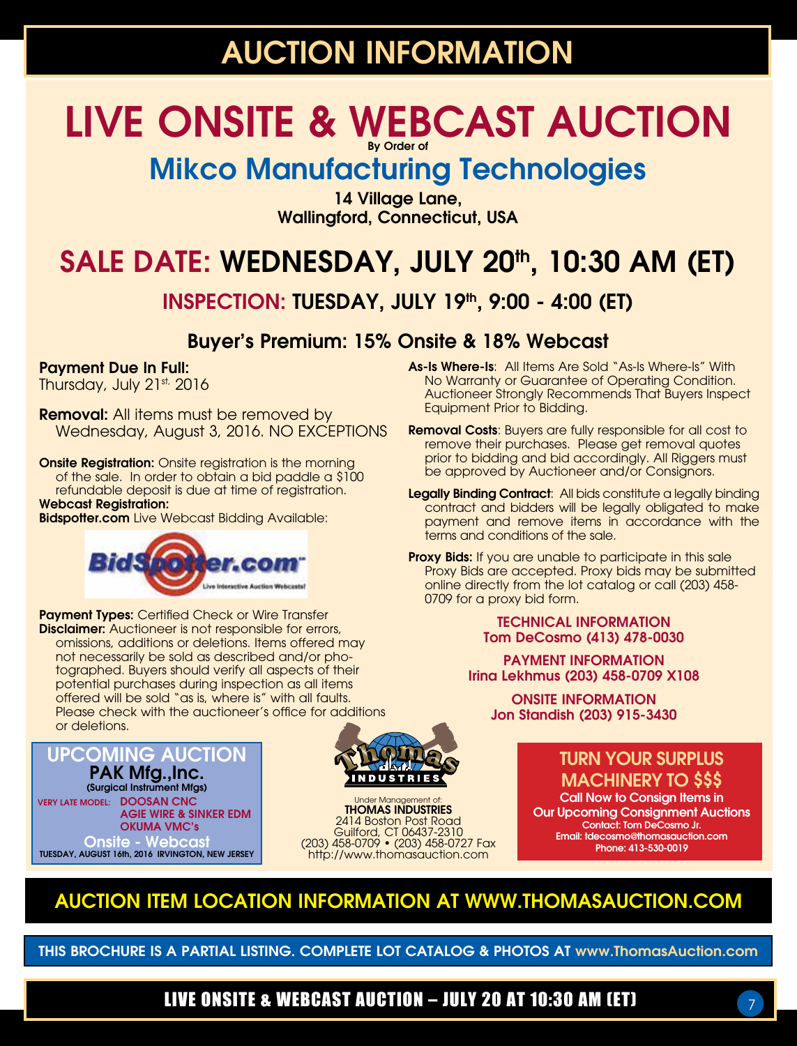# AUCTION INFORMATION

# LIVE ONSITE & WEBCAST AUCTION

By Order of

## Mikco Manufacturing Technologies

**14 Village Lane,**
**Wallingford, Connecticut, USA**

## SALE DATE: WEDNESDAY, JULY 20th, 10:30 AM (ET)

### INSPECTION: TUESDAY, JULY 19th, 9:00 - 4:00 (ET)

### Buyer's Premium: 15% Onsite & 18% Webcast

**Payment Due In Full:**
Thursday, July 21st, 2016

**Removal:** All items must be removed by Wednesday, August 3, 2016. NO EXCEPTIONS

**Onsite Registration:** Onsite registration is the morning of the sale. In order to obtain a bid paddle a $100 refundable deposit is due at time of registration.

**Webcast Registration:**
**Bidspotter.com** Live Webcast Bidding Available:

BidSpotter.com – Live Interactive Auction Webcasts!

**Payment Types:** Certified Check or Wire Transfer

**Disclaimer:** Auctioneer is not responsible for errors, omissions, additions or deletions. Items offered may not necessarily be sold as described and/or photographed. Buyers should verify all aspects of their potential purchases during inspection as all items offered will be sold "as is, where is" with all faults. Please check with the auctioneer's office for additions or deletions.

**As-Is Where-Is**: All Items Are Sold "As-Is Where-Is" With No Warranty or Guarantee of Operating Condition. Auctioneer Strongly Recommends That Buyers Inspect Equipment Prior to Bidding.

**Removal Costs**: Buyers are fully responsible for all cost to remove their purchases. Please get removal quotes prior to bidding and bid accordingly. All Riggers must be approved by Auctioneer and/or Consignors.

**Legally Binding Contract**: All bids constitute a legally binding contract and bidders will be legally obligated to make payment and remove items in accordance with the terms and conditions of the sale.

**Proxy Bids:** If you are unable to participate in this sale Proxy Bids are accepted. Proxy bids may be submitted online directly from the lot catalog or call (203) 458-0709 for a proxy bid form.

**TECHNICAL INFORMATION**
**Tom DeCosmo (413) 478-0030**

**PAYMENT INFORMATION**
**Irina Lekhmus (203) 458-0709 X108**

**ONSITE INFORMATION**
**Jon Standish (203) 915-3430**

### UPCOMING AUCTION

**PAK Mfg.,Inc.**
**(Surgical Instrument Mfgs)**

VERY LATE MODEL: **DOOSAN CNC**
**AGIE WIRE & SINKER EDM**
**OKUMA VMC's**

**Onsite - Webcast**
**TUESDAY, AUGUST 16th, 2016 IRVINGTON, NEW JERSEY**

Thomas Industries

Under Management of:
**THOMAS INDUSTRIES**
2414 Boston Post Road
Guilford, CT 06437-2310
(203) 458-0709 • (203) 458-0727 Fax
http://www.thomasauction.com

### TURN YOUR SURPLUS MACHINERY TO $$$

**Call Now to Consign Items in Our Upcoming Consignment Auctions**
**Contact: Tom DeCosmo Jr.**
**Email: tdecosmo@thomasauction.com**
**Phone: 413-530-0019**

## AUCTION ITEM LOCATION INFORMATION AT WWW.THOMASAUCTION.COM

**THIS BROCHURE IS A PARTIAL LISTING. COMPLETE LOT CATALOG & PHOTOS AT www.ThomasAuction.com**

**LIVE ONSITE & WEBCAST AUCTION – JULY 20 AT 10:30 AM (ET)**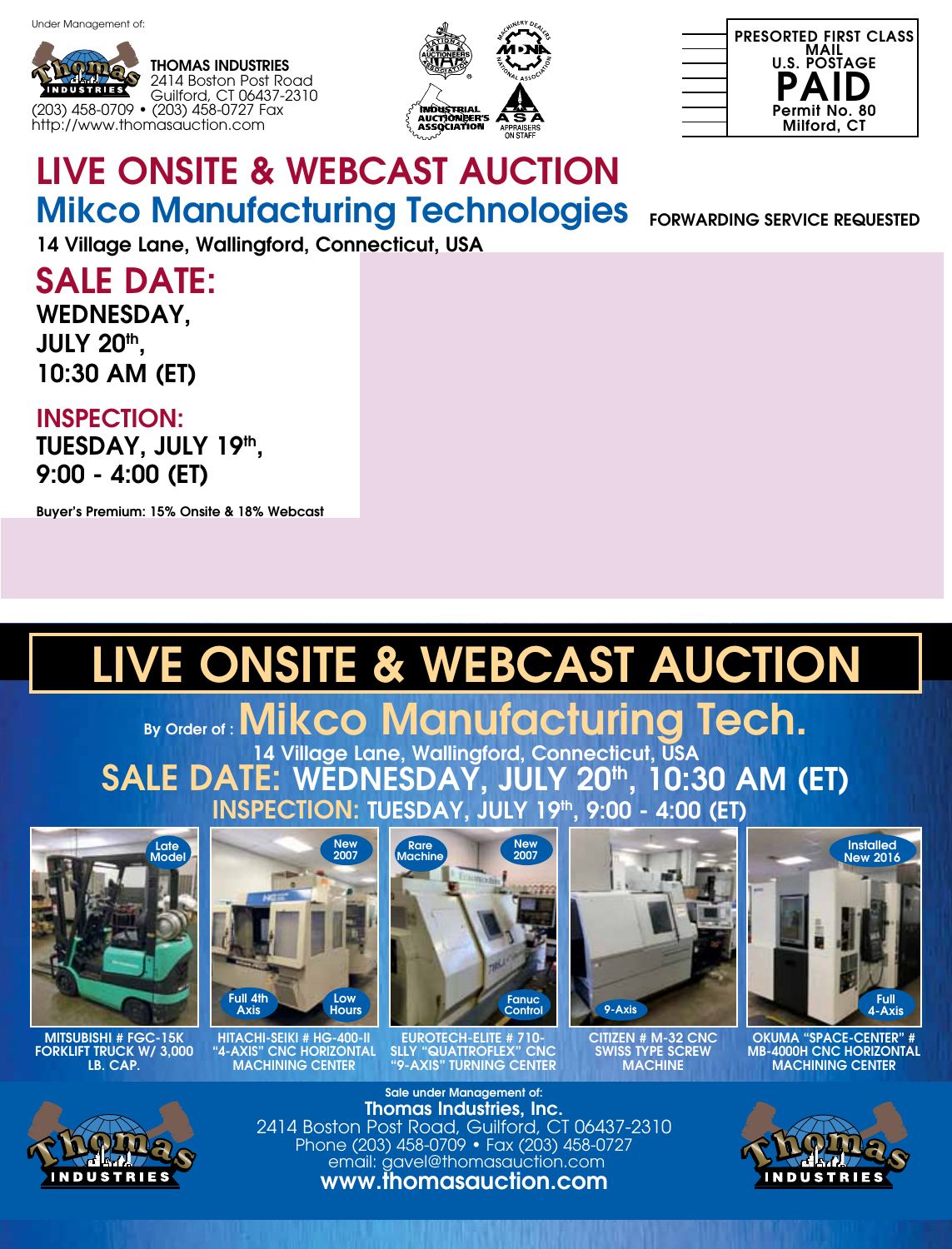Under Management of:

**THOMAS INDUSTRIES**
2414 Boston Post Road
Guilford, CT 06437-2310
(203) 458-0709 • (203) 458-0727 Fax
http://www.thomasauction.com

PRESORTED FIRST CLASS MAIL
U.S. POSTAGE
**PAID**
Permit No. 80
Milford, CT

# LIVE ONSITE & WEBCAST AUCTION

## Mikco Manufacturing Technologies

**FORWARDING SERVICE REQUESTED**

**14 Village Lane, Wallingford, Connecticut, USA**

## SALE DATE:

**WEDNESDAY, JULY 20th, 10:30 AM (ET)**

### INSPECTION:

**TUESDAY, JULY 19th, 9:00 - 4:00 (ET)**

**Buyer's Premium: 15% Onsite & 18% Webcast**

# LIVE ONSITE & WEBCAST AUCTION

By Order of : **Mikco Manufacturing Tech.**

14 Village Lane, Wallingford, Connecticut, USA

**SALE DATE: WEDNESDAY, JULY 20th, 10:30 AM (ET)**

**INSPECTION: TUESDAY, JULY 19th, 9:00 - 4:00 (ET)**

Late Model
**MITSUBISHI # FGC-15K FORKLIFT TRUCK W/ 3,000 LB. CAP.**

New 2007 / Full 4th Axis / Low Hours
**HITACHI-SEIKI # HG-400-II "4-AXIS" CNC HORIZONTAL MACHINING CENTER**

Rare Machine / New 2007 / Fanuc Control
**EUROTECH-ELITE # 710-SLLY "QUATTROFLEX" CNC "9-AXIS" TURNING CENTER**

9-Axis
**CITIZEN # M-32 CNC SWISS TYPE SCREW MACHINE**

Installed New 2016 / Full 4-Axis
**OKUMA "SPACE-CENTER" # MB-4000H CNC HORIZONTAL MACHINING CENTER**

Sale under Management of:
**Thomas Industries, Inc.**
2414 Boston Post Road, Guilford, CT 06437-2310
Phone (203) 458-0709 • Fax (203) 458-0727
email: gavel@thomasauction.com
**www.thomasauction.com**